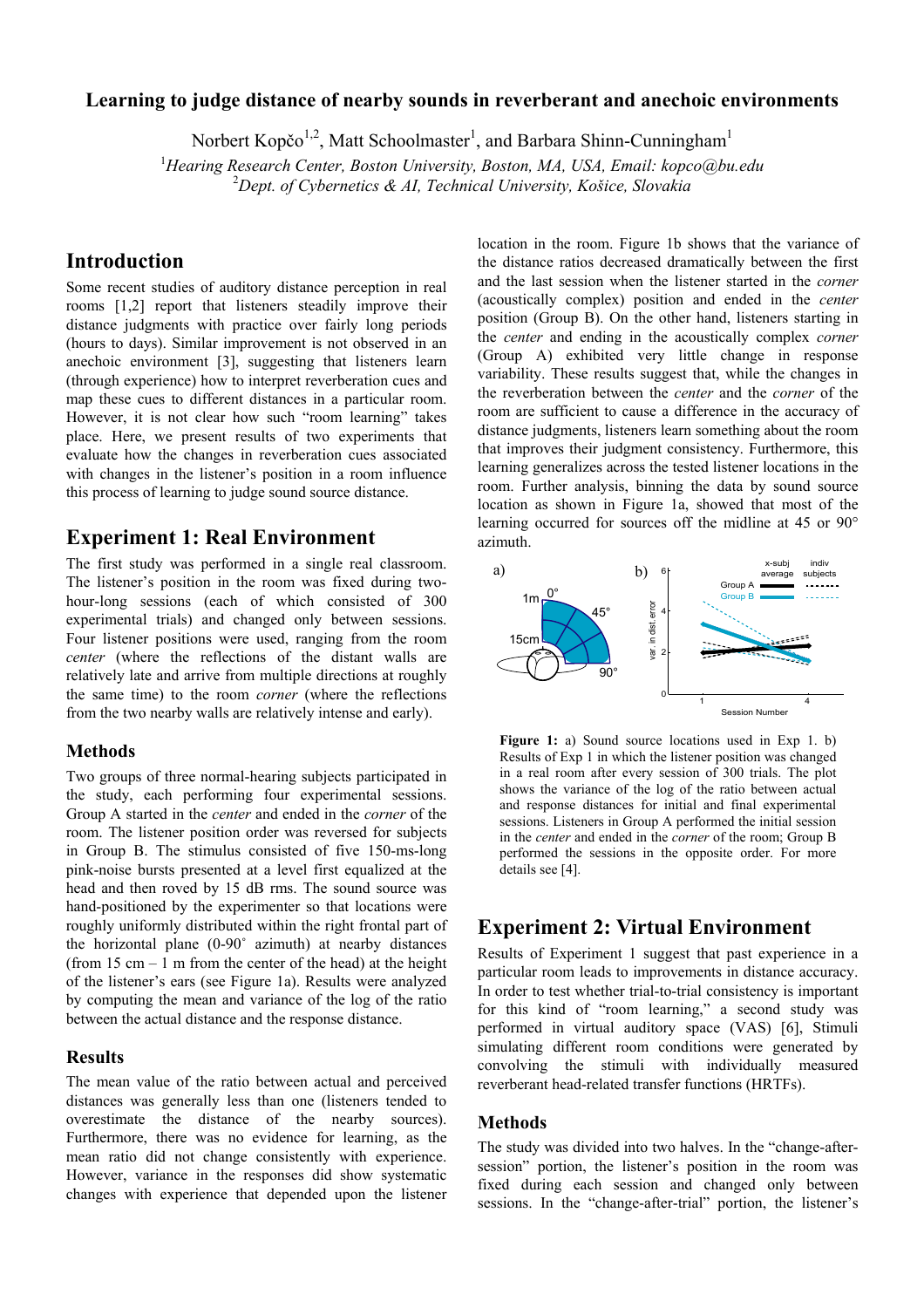# Learning to judge distance of nearby sounds in reverberant and anechoic environments

Norbert Kopčo[1,2], Matt Schoolmaster[1], and Barbara Shinn-Cunningham[1]

[1]*Hearing Research Center, Boston University, Boston, MA, USA, Email: kopco@bu.edu*
[2]*Dept. of Cybernetics & AI, Technical University, Košice, Slovakia*

## Introduction

Some recent studies of auditory distance perception in real rooms [1,2] report that listeners steadily improve their distance judgments with practice over fairly long periods (hours to days). Similar improvement is not observed in an anechoic environment [3], suggesting that listeners learn (through experience) how to interpret reverberation cues and map these cues to different distances in a particular room. However, it is not clear how such "room learning" takes place. Here, we present results of two experiments that evaluate how the changes in reverberation cues associated with changes in the listener's position in a room influence this process of learning to judge sound source distance.

## Experiment 1: Real Environment

The first study was performed in a single real classroom. The listener's position in the room was fixed during two-hour-long sessions (each of which consisted of 300 experimental trials) and changed only between sessions. Four listener positions were used, ranging from the room *center* (where the reflections of the distant walls are relatively late and arrive from multiple directions at roughly the same time) to the room *corner* (where the reflections from the two nearby walls are relatively intense and early).

### Methods

Two groups of three normal-hearing subjects participated in the study, each performing four experimental sessions. Group A started in the *center* and ended in the *corner* of the room. The listener position order was reversed for subjects in Group B. The stimulus consisted of five 150-ms-long pink-noise bursts presented at a level first equalized at the head and then roved by 15 dB rms. The sound source was hand-positioned by the experimenter so that locations were roughly uniformly distributed within the right frontal part of the horizontal plane (0-90° azimuth) at nearby distances (from 15 cm – 1 m from the center of the head) at the height of the listener's ears (see Figure 1a). Results were analyzed by computing the mean and variance of the log of the ratio between the actual distance and the response distance.

### Results

The mean value of the ratio between actual and perceived distances was generally less than one (listeners tended to overestimate the distance of the nearby sources). Furthermore, there was no evidence for learning, as the mean ratio did not change consistently with experience. However, variance in the responses did show systematic changes with experience that depended upon the listener location in the room. Figure 1b shows that the variance of the distance ratios decreased dramatically between the first and the last session when the listener started in the *corner* (acoustically complex) position and ended in the *center* position (Group B). On the other hand, listeners starting in the *center* and ending in the acoustically complex *corner* (Group A) exhibited very little change in response variability. These results suggest that, while the changes in the reverberation between the *center* and the *corner* of the room are sufficient to cause a difference in the accuracy of distance judgments, listeners learn something about the room that improves their judgment consistency. Furthermore, this learning generalizes across the tested listener locations in the room. Further analysis, binning the data by sound source location as shown in Figure 1a, showed that most of the learning occurred for sources off the midline at 45 or 90° azimuth.

**Figure 1:** a) Sound source locations used in Exp 1. b) Results of Exp 1 in which the listener position was changed in a real room after every session of 300 trials. The plot shows the variance of the log of the ratio between actual and response distances for initial and final experimental sessions. Listeners in Group A performed the initial session in the *center* and ended in the *corner* of the room; Group B performed the sessions in the opposite order. For more details see [4].

## Experiment 2: Virtual Environment

Results of Experiment 1 suggest that past experience in a particular room leads to improvements in distance accuracy. In order to test whether trial-to-trial consistency is important for this kind of "room learning," a second study was performed in virtual auditory space (VAS) [6], Stimuli simulating different room conditions were generated by convolving the stimuli with individually measured reverberant head-related transfer functions (HRTFs).

### Methods

The study was divided into two halves. In the "change-after-session" portion, the listener's position in the room was fixed during each session and changed only between sessions. In the "change-after-trial" portion, the listener's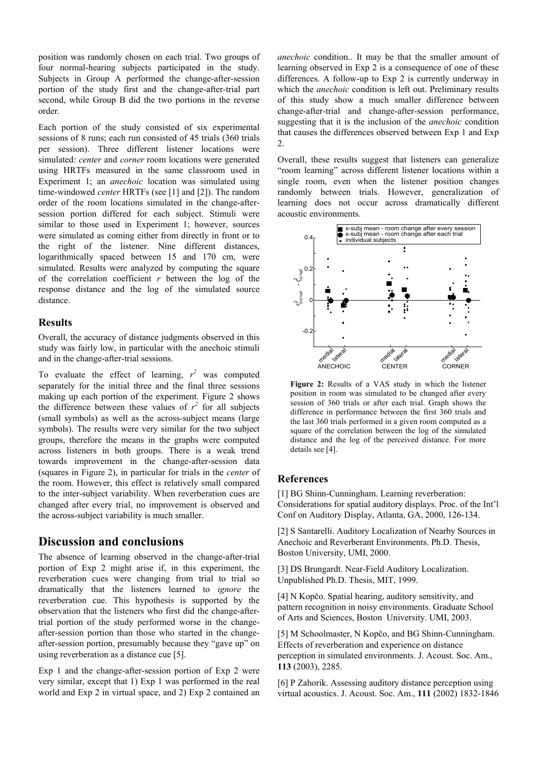position was randomly chosen on each trial. Two groups of four normal-hearing subjects participated in the study. Subjects in Group A performed the change-after-session portion of the study first and the change-after-trial part second, while Group B did the two portions in the reverse order.

Each portion of the study consisted of six experimental sessions of 8 runs; each run consisted of 45 trials (360 trials per session). Three different listener locations were simulated: *center* and *corner* room locations were generated using HRTFs measured in the same classroom used in Experiment 1; an *anechoic* location was simulated using time-windowed *center* HRTFs (see [1] and [2]). The random order of the room locations simulated in the change-after-session portion differed for each subject. Stimuli were similar to those used in Experiment 1; however, sources were simulated as coming either from directly in front or to the right of the listener. Nine different distances, logarithmically spaced between 15 and 170 cm, were simulated. Results were analyzed by computing the square of the correlation coefficient $r$ between the log of the response distance and the log of the simulated source distance.

### Results

Overall, the accuracy of distance judgments observed in this study was fairly low, in particular with the anechoic stimuli and in the change-after-trial sessions.

To evaluate the effect of learning, $r^2$ was computed separately for the initial three and the final three sessions making up each portion of the experiment. Figure 2 shows the difference between these values of $r^2$ for all subjects (small symbols) as well as the across-subject means (large symbols). The results were very similar for the two subject groups, therefore the means in the graphs were computed across listeners in both groups. There is a weak trend towards improvement in the change-after-session data (squares in Figure 2), in particular for trials in the *center* of the room. However, this effect is relatively small compared to the inter-subject variability. When reverberation cues are changed after every trial, no improvement is observed and the across-subject variability is much smaller.

## Discussion and conclusions

The absence of learning observed in the change-after-trial portion of Exp 2 might arise if, in this experiment, the reverberation cues were changing from trial to trial so dramatically that the listeners learned to *ignore* the reverberation cue. This hypothesis is supported by the observation that the listeners who first did the change-after-trial portion of the study performed worse in the change-after-session portion than those who started in the change-after-session portion, presumably because they "gave up" on using reverberation as a distance cue [5].

Exp 1 and the change-after-session portion of Exp 2 were very similar, except that 1) Exp 1 was performed in the real world and Exp 2 in virtual space, and 2) Exp 2 contained an *anechoic* condition.. It may be that the smaller amount of learning observed in Exp 2 is a consequence of one of these differences. A follow-up to Exp 2 is currently underway in which the *anechoic* condition is left out. Preliminary results of this study show a much smaller difference between change-after-trial and change-after-session performance, suggesting that it is the inclusion of the *anechoic* condition that causes the differences observed between Exp 1 and Exp 2.

Overall, these results suggest that listeners can generalize "room learning" across different listener locations within a single room, even when the listener position changes randomly between trials. However, generalization of learning does not occur across dramatically different acoustic environments.

x-subj mean - room change after every session
x-subj mean - room change after each trial
individual subjects

$r^2_{2nd\ half} - r^2_{1st\ half}$

0.4
0.2
0
-0.2

medial lateral
ANECHOIC
medial lateral
CENTER
medial lateral
CORNER

**Figure 2:** Results of a VAS study in which the listener position in room was simulated to be changed after every session of 360 trials or after each trial. Graph shows the difference in performance between the first 360 trials and the last 360 trials performed in a given room computed as a square of the correlation between the log of the simulated distance and the log of the perceived distance. For more details see [4].

### References

[1] BG Shinn-Cunningham. Learning reverberation: Considerations for spatial auditory displays. Proc. of the Int'l Conf on Auditory Display, Atlanta, GA, 2000, 126-134.

[2] S Santarelli. Auditory Localization of Nearby Sources in Anechoic and Reverberant Environments. Ph.D. Thesis, Boston University, UMI, 2000.

[3] DS Brungardt. Near-Field Auditory Localization. Unpublished Ph.D. Thesis, MIT, 1999.

[4] N Kopčo. Spatial hearing, auditory sensitivity, and pattern recognition in noisy environments. Graduate School of Arts and Sciences, Boston University. UMI, 2003.

[5] M Schoolmaster, N Kopčo, and BG Shinn-Cunningham. Effects of reverberation and experience on distance perception in simulated environments. J. Acoust. Soc. Am., **113** (2003), 2285.

[6] P Zahorik. Assessing auditory distance perception using virtual acoustics. J. Acoust. Soc. Am., **111** (2002) 1832-1846